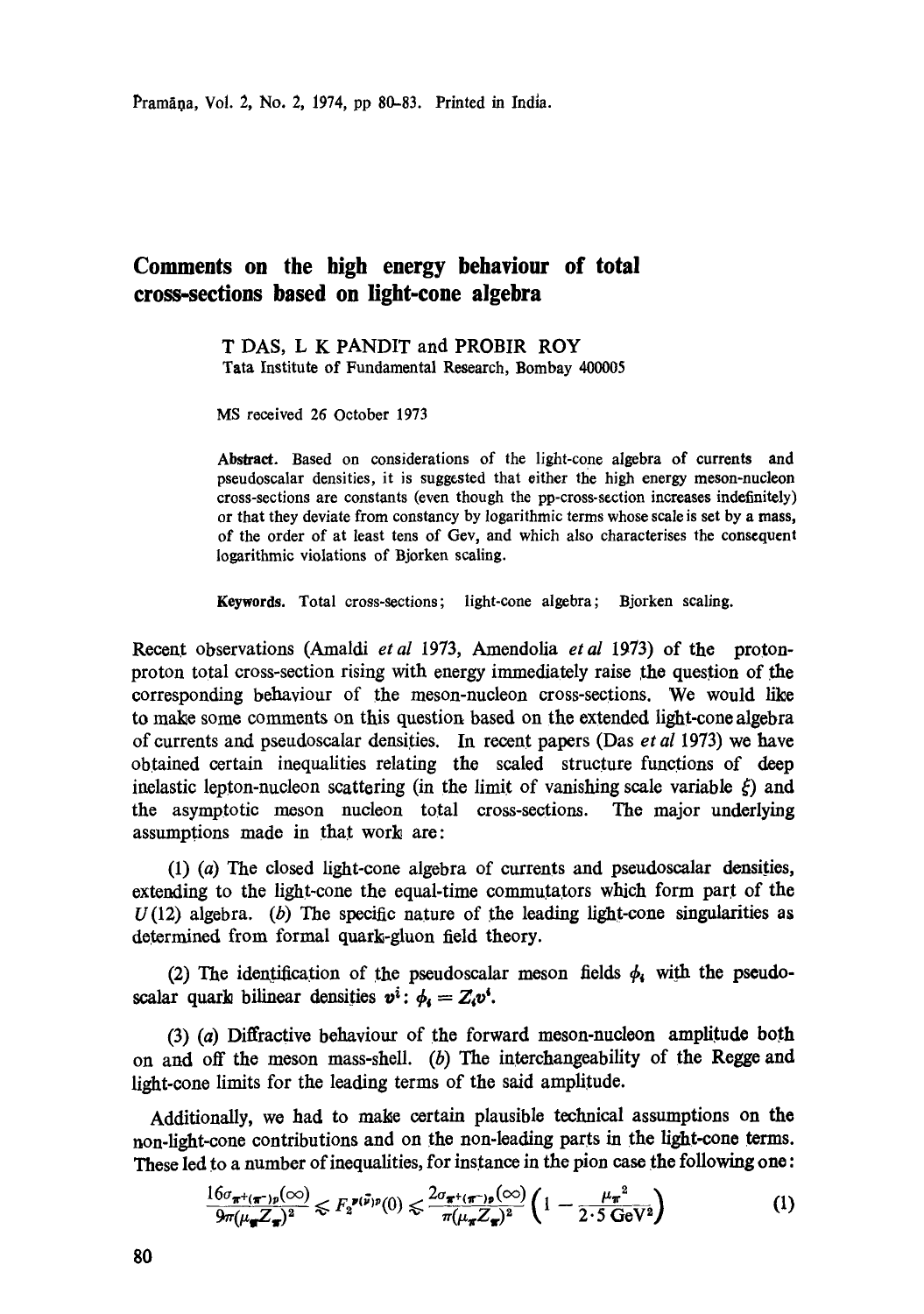# Comments on the high energy behaviour of total cross-sections based on light-cone algebra

T DAS, L K PANDIT and PROBIR ROY
Tata Institute of Fundamental Research, Bombay 400005

MS received 26 October 1973

**Abstract.** Based on considerations of the light-cone algebra of currents and pseudoscalar densities, it is suggested that either the high energy meson-nucleon cross-sections are constants (even though the pp-cross-section increases indefinitely) or that they deviate from constancy by logarithmic terms whose scale is set by a mass, of the order of at least tens of Gev, and which also characterises the consequent logarithmic violations of Bjorken scaling.

**Keywords.** Total cross-sections; light-cone algebra; Bjorken scaling.

Recent observations (Amaldi *et al* 1973, Amendolia *et al* 1973) of the proton-proton total cross-section rising with energy immediately raise the question of the corresponding behaviour of the meson-nucleon cross-sections. We would like to make some comments on this question based on the extended light-cone algebra of currents and pseudoscalar densities. In recent papers (Das *et al* 1973) we have obtained certain inequalities relating the scaled structure functions of deep inelastic lepton-nucleon scattering (in the limit of vanishing scale variable $\xi$) and the asymptotic meson nucleon total cross-sections. The major underlying assumptions made in that work are:

(1) (*a*) The closed light-cone algebra of currents and pseudoscalar densities, extending to the light-cone the equal-time commutators which form part of the $U(12)$ algebra. (*b*) The specific nature of the leading light-cone singularities as determined from formal quark-gluon field theory.

(2) The identification of the pseudoscalar meson fields $\phi_i$ with the pseudoscalar quark bilinear densities $v^i$: $\phi_i = Z_i v^i$.

(3) (*a*) Diffractive behaviour of the forward meson-nucleon amplitude both on and off the meson mass-shell. (*b*) The interchangeability of the Regge and light-cone limits for the leading terms of the said amplitude.

Additionally, we had to make certain plausible technical assumptions on the non-light-cone contributions and on the non-leading parts in the light-cone terms. These led to a number of inequalities, for instance in the pion case the following one:

$$\frac{16\sigma_{\pi^+(\pi^-)p}(\infty)}{9\pi(\mu_\pi Z_\pi)^2} \lesssim F_2^{\nu(\bar{\nu})p}(0) \lesssim \frac{2\sigma_{\pi^+(\pi^-)p}(\infty)}{\pi(\mu_\pi Z_\pi)^2}\left(1 - \frac{\mu_\pi^2}{2\cdot 5\ \mathrm{GeV}^2}\right) \tag{1}$$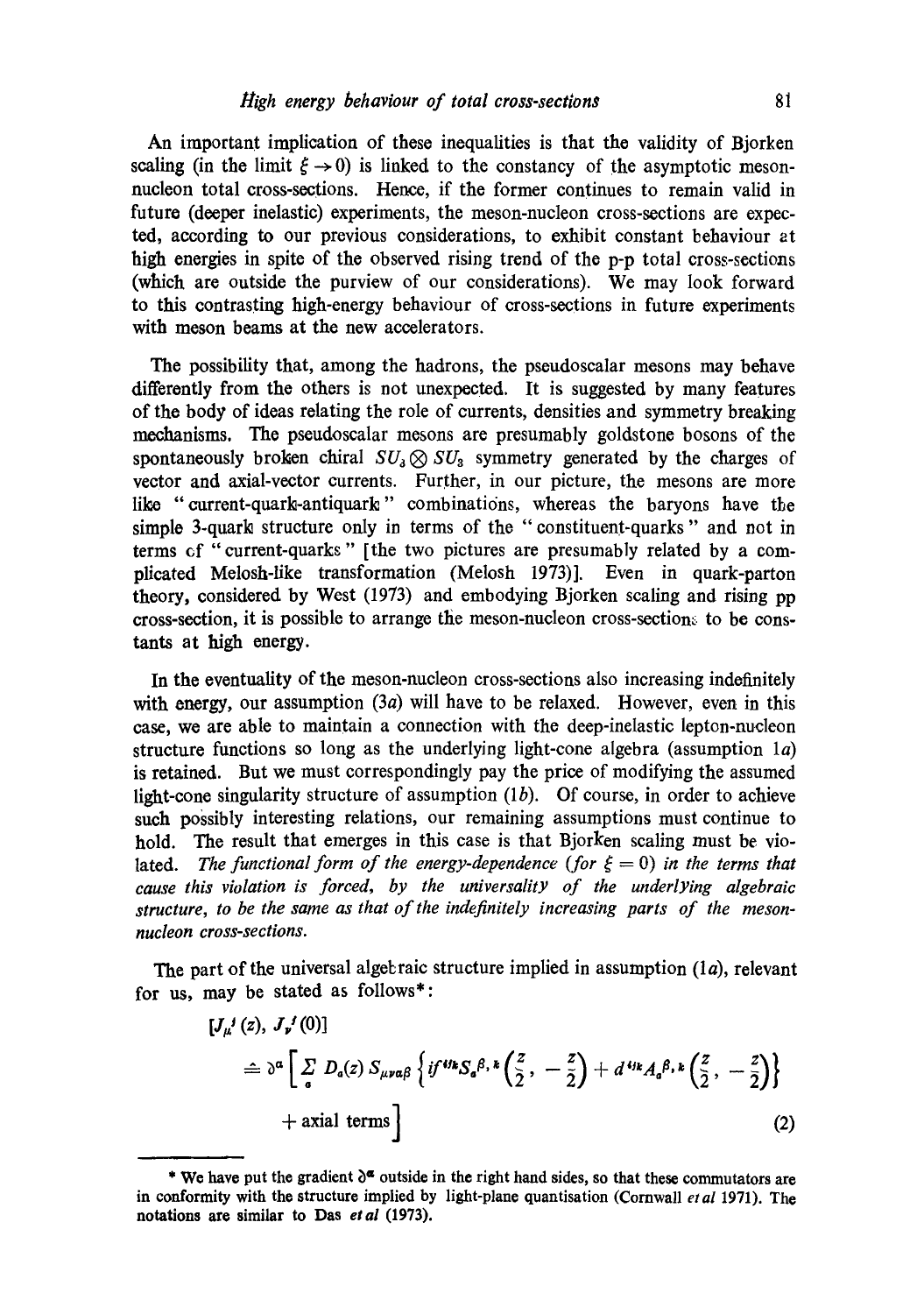An important implication of these inequalities is that the validity of Bjorken scaling (in the limit $\xi \to 0$) is linked to the constancy of the asymptotic meson-nucleon total cross-sections. Hence, if the former continues to remain valid in future (deeper inelastic) experiments, the meson-nucleon cross-sections are expected, according to our previous considerations, to exhibit constant behaviour at high energies in spite of the observed rising trend of the p-p total cross-sections (which are outside the purview of our considerations). We may look forward to this contrasting high-energy behaviour of cross-sections in future experiments with meson beams at the new accelerators.

The possibility that, among the hadrons, the pseudoscalar mesons may behave differently from the others is not unexpected. It is suggested by many features of the body of ideas relating the role of currents, densities and symmetry breaking mechanisms. The pseudoscalar mesons are presumably goldstone bosons of the spontaneously broken chiral $SU_3 \otimes SU_3$ symmetry generated by the charges of vector and axial-vector currents. Further, in our picture, the mesons are more like "current-quark-antiquark" combinations, whereas the baryons have the simple 3-quark structure only in terms of the "constituent-quarks" and not in terms of "current-quarks" [the two pictures are presumably related by a complicated Melosh-like transformation (Melosh 1973)]. Even in quark-parton theory, considered by West (1973) and embodying Bjorken scaling and rising pp cross-section, it is possible to arrange the meson-nucleon cross-sections to be constants at high energy.

In the eventuality of the meson-nucleon cross-sections also increasing indefinitely with energy, our assumption (3*a*) will have to be relaxed. However, even in this case, we are able to maintain a connection with the deep-inelastic lepton-nucleon structure functions so long as the underlying light-cone algebra (assumption 1*a*) is retained. But we must correspondingly pay the price of modifying the assumed light-cone singularity structure of assumption (1*b*). Of course, in order to achieve such possibly interesting relations, our remaining assumptions must continue to hold. The result that emerges in this case is that Bjorken scaling must be violated. *The functional form of the energy-dependence (for $\xi = 0$) in the terms that cause this violation is forced, by the universality of the underlying algebraic structure, to be the same as that of the indefinitely increasing parts of the meson-nucleon cross-sections.*

The part of the universal algebraic structure implied in assumption (1*a*), relevant for us, may be stated as follows*:

$$[J_\mu^i(z), J_\nu^j(0)] \doteq \partial^\alpha \left[ \sum_a D_a(z) S_{\mu\nu\alpha\beta} \left\{ if^{ijk} S_a^{\beta,k}\left(\frac{z}{2}, -\frac{z}{2}\right) + d^{ijk} A_a^{\beta,k}\left(\frac{z}{2}, -\frac{z}{2}\right) \right\} + \text{axial terms} \right] \tag{2}$$

* We have put the gradient $\partial^\alpha$ outside in the right hand sides, so that these commutators are in conformity with the structure implied by light-plane quantisation (Cornwall *et al* 1971). The notations are similar to Das *et al* (1973).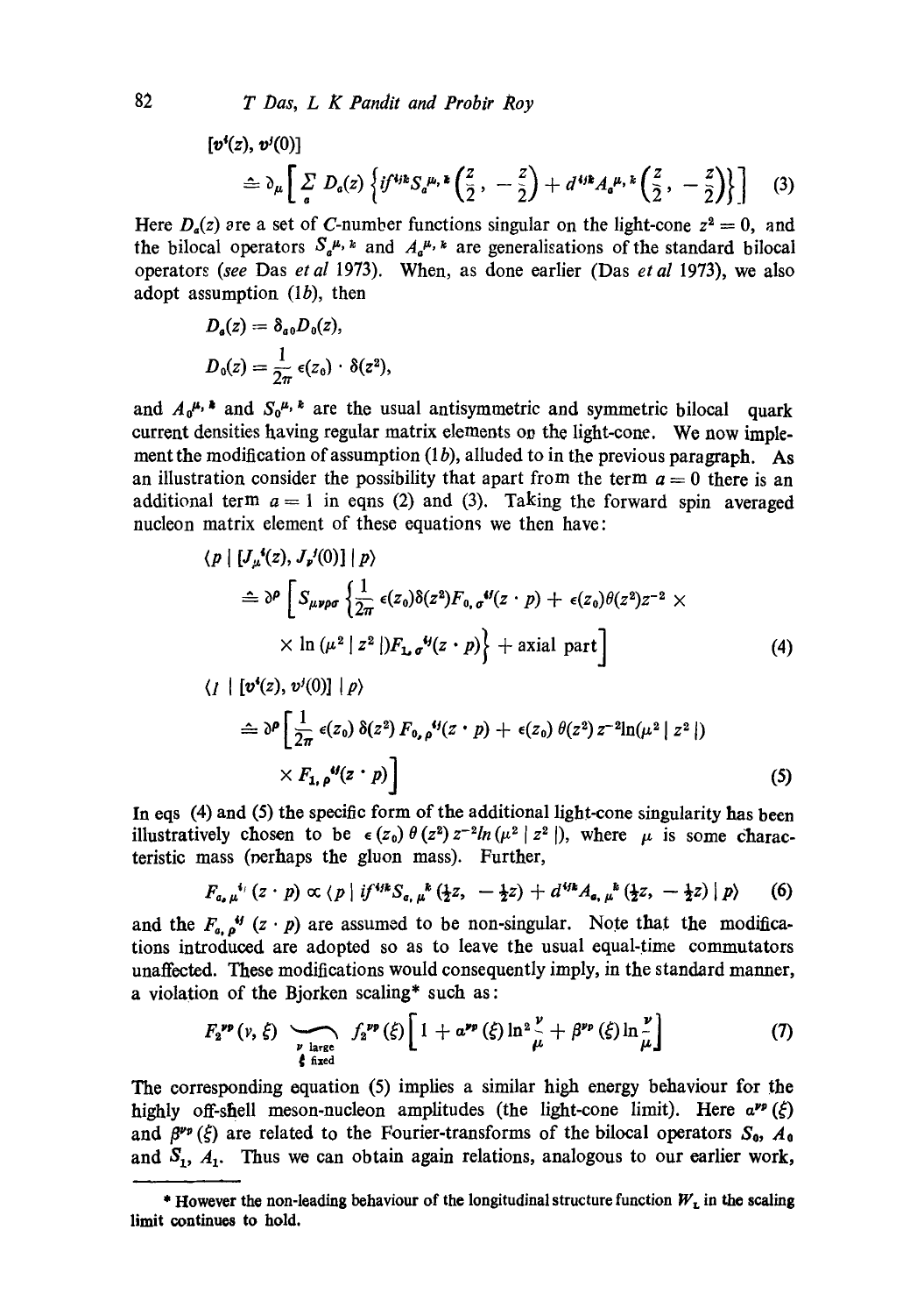$$[v^i(z), v^j(0)]$$

$$\hat{=} \partial_\mu \left[ \sum_a D_a(z) \left\{ if^{ijk} S_a^{\mu, k} \left(\frac{z}{2}, -\frac{z}{2}\right) + d^{ijk} A_a^{\mu, k} \left(\frac{z}{2}, -\frac{z}{2}\right) \right\} \right] \quad (3)$$

Here $D_a(z)$ are a set of $C$-number functions singular on the light-cone $z^2 = 0$, and the bilocal operators $S_a^{\mu, k}$ and $A_a^{\mu, k}$ are generalisations of the standard bilocal operators (*see* Das *et al* 1973). When, as done earlier (Das *et al* 1973), we also adopt assumption (1*b*), then

$$D_a(z) = \delta_{a0} D_0(z),$$

$$D_0(z) = \frac{1}{2\pi} \epsilon(z_0) \cdot \delta(z^2),$$

and $A_0^{\mu, k}$ and $S_0^{\mu, k}$ are the usual antisymmetric and symmetric bilocal quark current densities having regular matrix elements on the light-cone. We now implement the modification of assumption (1*b*), alluded to in the previous paragraph. As an illustration consider the possibility that apart from the term $a = 0$ there is an additional term $a = 1$ in eqns (2) and (3). Taking the forward spin averaged nucleon matrix element of these equations we then have:

$$\langle p \mid [J_\mu^i(z), J_\nu^j(0)] \mid p \rangle$$

$$\hat{=} \partial^\rho \left[ S_{\mu\nu\rho\sigma} \left\{ \frac{1}{2\pi} \epsilon(z_0) \delta(z^2) F_{0,\sigma}^{ij}(z \cdot p) + \epsilon(z_0) \theta(z^2) z^{-2} \times \ln(\mu^2 \mid z^2 \mid) F_{1,\sigma}^{ij}(z \cdot p) \right\} + \text{axial part} \right] \quad (4)$$

$$\langle p \mid [v^i(z), v^j(0)] \mid p \rangle$$

$$\hat{=} \partial^\rho \left[ \frac{1}{2\pi} \epsilon(z_0) \delta(z^2) F_{0,\rho}^{ij}(z \cdot p) + \epsilon(z_0) \theta(z^2) z^{-2} \ln(\mu^2 \mid z^2 \mid) \times F_{1,\rho}^{ij}(z \cdot p) \right] \quad (5)$$

In eqs (4) and (5) the specific form of the additional light-cone singularity has been illustratively chosen to be $\epsilon(z_0) \theta(z^2) z^{-2} \ln(\mu^2 \mid z^2 \mid)$, where $\mu$ is some characteristic mass (perhaps the gluon mass). Further,

$$F_{a,\mu}^{ij}(z \cdot p) \propto \langle p \mid if^{ijk} S_{a,\mu}^{k}(\tfrac{1}{2}z, -\tfrac{1}{2}z) + d^{ijk} A_{a,\mu}^{k}(\tfrac{1}{2}z, -\tfrac{1}{2}z) \mid p \rangle \quad (6)$$

and the $F_{a,\rho}^{ij}(z \cdot p)$ are assumed to be non-singular. Note that the modifications introduced are adopted so as to leave the usual equal-time commutators unaffected. These modifications would consequently imply, in the standard manner, a violation of the Bjorken scaling* such as:

$$F_2^{\nu p}(\nu, \xi) \underset{\substack{\nu \text{ large} \\ \xi \text{ fixed}}}{\sim} f_2^{\nu p}(\xi) \left[ 1 + \alpha^{\nu p}(\xi) \ln^2 \frac{\nu}{\mu} + \beta^{\nu p}(\xi) \ln \frac{\nu}{\mu} \right] \quad (7)$$

The corresponding equation (5) implies a similar high energy behaviour for the highly off-shell meson-nucleon amplitudes (the light-cone limit). Here $\alpha^{\nu p}(\xi)$ and $\beta^{\nu p}(\xi)$ are related to the Fourier-transforms of the bilocal operators $S_0$, $A_0$ and $S_1$, $A_1$. Thus we can obtain again relations, analogous to our earlier work,

---

\* However the non-leading behaviour of the longitudinal structure function $W_L$ in the scaling limit continues to hold.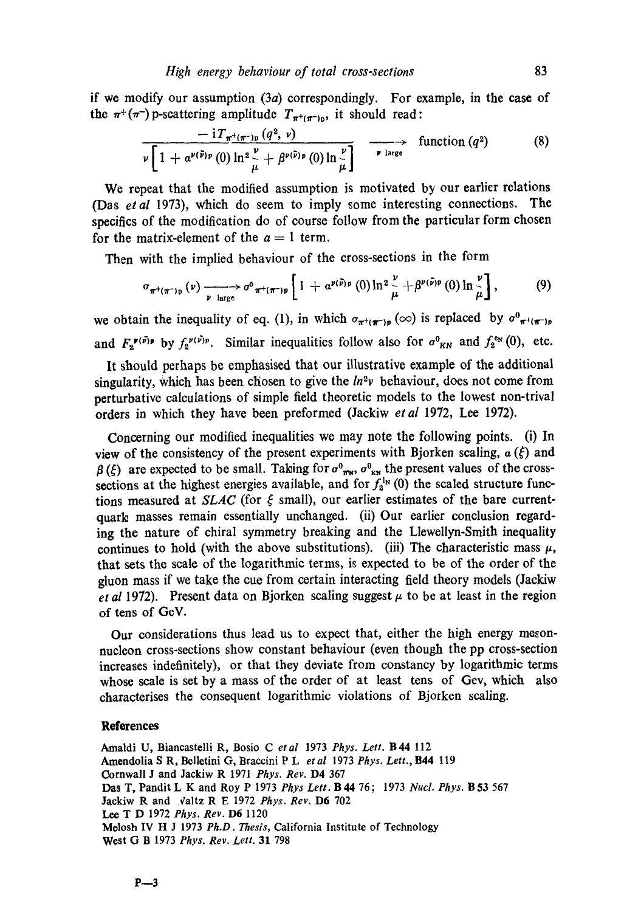if we modify our assumption (3*a*) correspondingly. For example, in the case of the $\pi^+(\pi^-)$ p-scattering amplitude $T_{\pi^+(\pi^-)p}$, it should read:

$$\frac{-\,\mathrm{i}\,T_{\pi^+(\pi^-)p}(q^2,\nu)}{\nu\left[1+\alpha^{\nu(\bar\nu)p}(0)\ln^2\frac{\nu}{\mu}+\beta^{\nu(\bar\nu)p}(0)\ln\frac{\nu}{\mu}\right]}\xrightarrow[\nu\ \text{large}]{}\text{function}\,(q^2) \tag{8}$$

We repeat that the modified assumption is motivated by our earlier relations (Das *et al* 1973), which do seem to imply some interesting connections. The specifics of the modification do of course follow from the particular form chosen for the matrix-element of the $a = 1$ term.

Then with the implied behaviour of the cross-sections in the form

$$\sigma_{\pi^+(\pi^-)p}(\nu)\xrightarrow[\nu\ \text{large}]{}\sigma^0{}_{\pi^+(\pi^-)p}\left[1+\alpha^{\nu(\bar\nu)p}(0)\ln^2\frac{\nu}{\mu}+\beta^{\nu(\bar\nu)p}(0)\ln\frac{\nu}{\mu}\right], \tag{9}$$

we obtain the inequality of eq. (1), in which $\sigma_{\pi^+(\pi^-)p}(\infty)$ is replaced by $\sigma^0{}_{\pi^+(\pi^-)p}$ and $F_2^{\nu(\bar\nu)p}$ by $f_2^{\nu(\bar\nu)p}$. Similar inequalities follow also for $\sigma^0{}_{KN}$ and $f_2^{eN}(0)$, etc.

It should perhaps be emphasised that our illustrative example of the additional singularity, which has been chosen to give the $ln^2\nu$ behaviour, does not come from perturbative calculations of simple field theoretic models to the lowest non-trival orders in which they have been preformed (Jackiw *et al* 1972, Lee 1972).

Concerning our modified inequalities we may note the following points. (i) In view of the consistency of the present experiments with Bjorken scaling, $\alpha(\xi)$ and $\beta(\xi)$ are expected to be small. Taking for $\sigma^0{}_{\pi N}$, $\sigma^0{}_{KN}$ the present values of the cross-sections at the highest energies available, and for $f_2^{lN}(0)$ the scaled structure functions measured at *SLAC* (for $\xi$ small), our earlier estimates of the bare current-quark masses remain essentially unchanged. (ii) Our earlier conclusion regarding the nature of chiral symmetry breaking and the Llewellyn-Smith inequality continues to hold (with the above substitutions). (iii) The characteristic mass $\mu$, that sets the scale of the logarithmic terms, is expected to be of the order of the gluon mass if we take the cue from certain interacting field theory models (Jackiw *et al* 1972). Present data on Bjorken scaling suggest $\mu$ to be at least in the region of tens of GeV.

Our considerations thus lead us to expect that, either the high energy meson-nucleon cross-sections show constant behaviour (even though the pp cross-section increases indefinitely), or that they deviate from constancy by logarithmic terms whose scale is set by a mass of the order of at least tens of Gev, which also characterises the consequent logarithmic violations of Bjorken scaling.

### References

Amaldi U, Biancastelli R, Bosio C *et al* 1973 *Phys. Lett.* **B 44** 112

Amendolia S R, Belletini G, Braccini P L *et al* 1973 *Phys. Lett.*, **B44** 119

Cornwall J and Jackiw R 1971 *Phys. Rev.* **D4** 367

Das T, Pandit L K and Roy P 1973 *Phys Lett*. **B 44** 76; 1973 *Nucl. Phys.* **B 53** 567

Jackiw R and Valtz R E 1972 *Phys. Rev.* **D6** 702

Lee T D 1972 *Phys. Rev.* **D6** 1120

Melosh IV H J 1973 *Ph.D. Thesis*, California Institute of Technology

West G B 1973 *Phys. Rev. Lett.* **31** 798